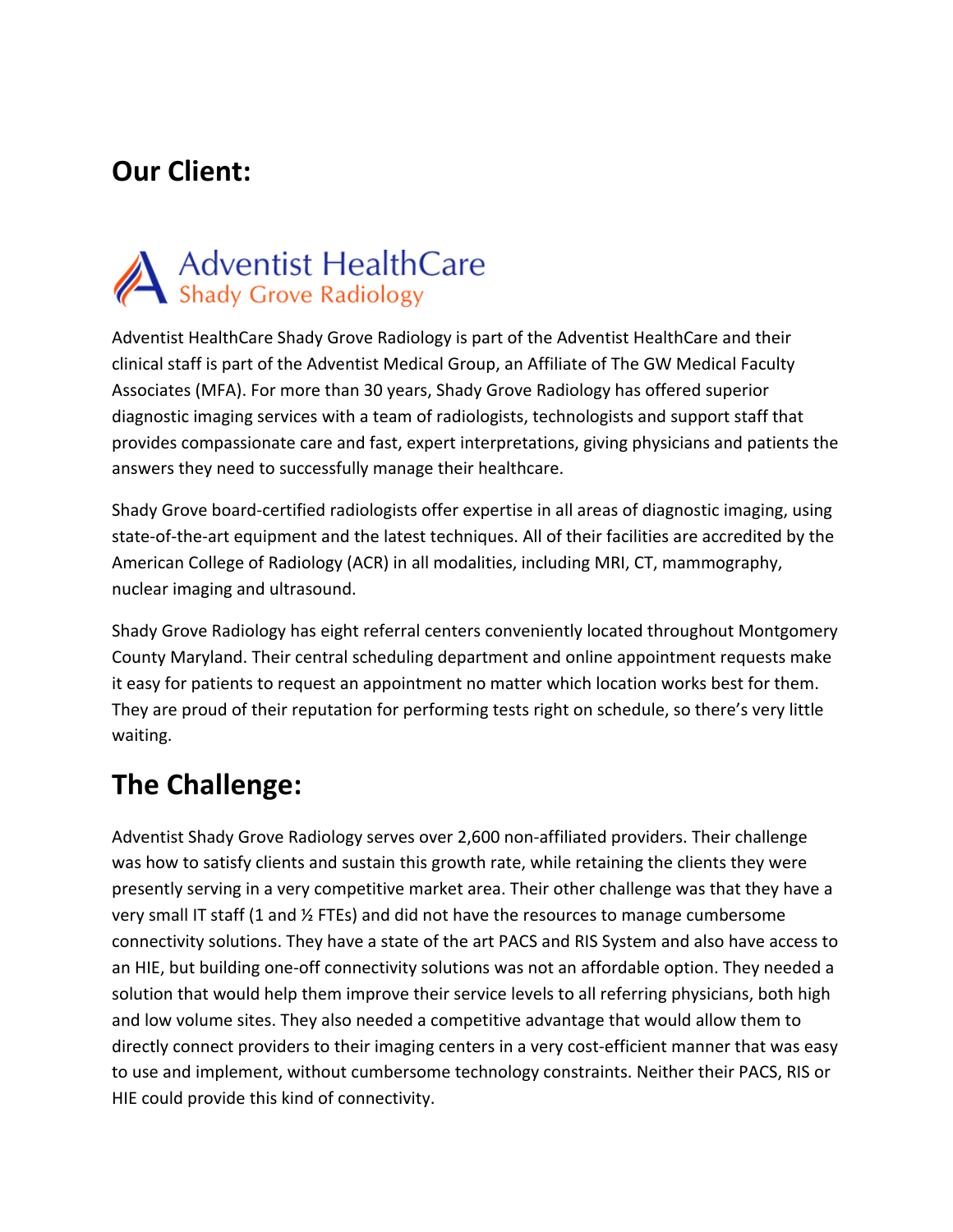## Our Client:

Adventist HealthCare
Shady Grove Radiology

Adventist HealthCare Shady Grove Radiology is part of the Adventist HealthCare and their clinical staff is part of the Adventist Medical Group, an Affiliate of The GW Medical Faculty Associates (MFA). For more than 30 years, Shady Grove Radiology has offered superior diagnostic imaging services with a team of radiologists, technologists and support staff that provides compassionate care and fast, expert interpretations, giving physicians and patients the answers they need to successfully manage their healthcare.

Shady Grove board-certified radiologists offer expertise in all areas of diagnostic imaging, using state-of-the-art equipment and the latest techniques. All of their facilities are accredited by the American College of Radiology (ACR) in all modalities, including MRI, CT, mammography, nuclear imaging and ultrasound.

Shady Grove Radiology has eight referral centers conveniently located throughout Montgomery County Maryland. Their central scheduling department and online appointment requests make it easy for patients to request an appointment no matter which location works best for them. They are proud of their reputation for performing tests right on schedule, so there's very little waiting.

## The Challenge:

Adventist Shady Grove Radiology serves over 2,600 non-affiliated providers. Their challenge was how to satisfy clients and sustain this growth rate, while retaining the clients they were presently serving in a very competitive market area. Their other challenge was that they have a very small IT staff (1 and ½ FTEs) and did not have the resources to manage cumbersome connectivity solutions. They have a state of the art PACS and RIS System and also have access to an HIE, but building one-off connectivity solutions was not an affordable option. They needed a solution that would help them improve their service levels to all referring physicians, both high and low volume sites. They also needed a competitive advantage that would allow them to directly connect providers to their imaging centers in a very cost-efficient manner that was easy to use and implement, without cumbersome technology constraints. Neither their PACS, RIS or HIE could provide this kind of connectivity.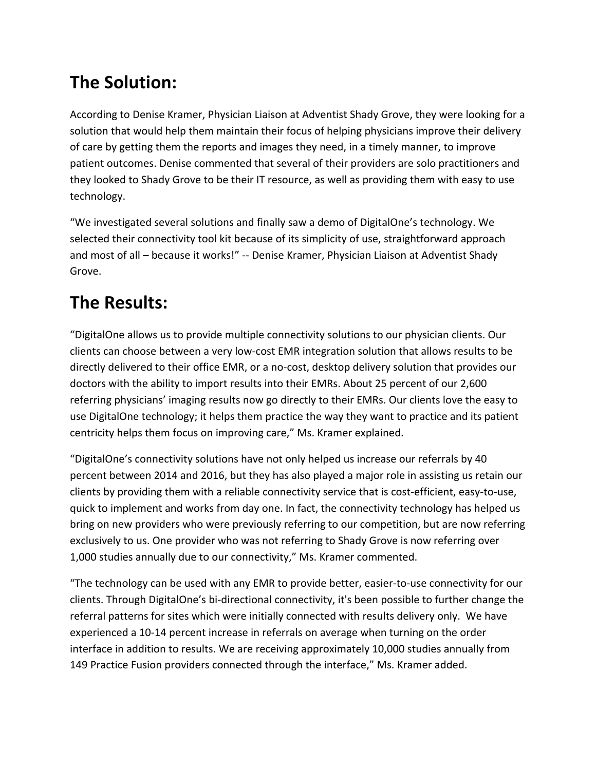# The Solution:

According to Denise Kramer, Physician Liaison at Adventist Shady Grove, they were looking for a solution that would help them maintain their focus of helping physicians improve their delivery of care by getting them the reports and images they need, in a timely manner, to improve patient outcomes. Denise commented that several of their providers are solo practitioners and they looked to Shady Grove to be their IT resource, as well as providing them with easy to use technology.

"We investigated several solutions and finally saw a demo of DigitalOne's technology. We selected their connectivity tool kit because of its simplicity of use, straightforward approach and most of all – because it works!" -- Denise Kramer, Physician Liaison at Adventist Shady Grove.

# The Results:

"DigitalOne allows us to provide multiple connectivity solutions to our physician clients. Our clients can choose between a very low-cost EMR integration solution that allows results to be directly delivered to their office EMR, or a no-cost, desktop delivery solution that provides our doctors with the ability to import results into their EMRs. About 25 percent of our 2,600 referring physicians' imaging results now go directly to their EMRs. Our clients love the easy to use DigitalOne technology; it helps them practice the way they want to practice and its patient centricity helps them focus on improving care," Ms. Kramer explained.

"DigitalOne's connectivity solutions have not only helped us increase our referrals by 40 percent between 2014 and 2016, but they has also played a major role in assisting us retain our clients by providing them with a reliable connectivity service that is cost-efficient, easy-to-use, quick to implement and works from day one. In fact, the connectivity technology has helped us bring on new providers who were previously referring to our competition, but are now referring exclusively to us. One provider who was not referring to Shady Grove is now referring over 1,000 studies annually due to our connectivity," Ms. Kramer commented.

"The technology can be used with any EMR to provide better, easier-to-use connectivity for our clients. Through DigitalOne's bi-directional connectivity, it's been possible to further change the referral patterns for sites which were initially connected with results delivery only. We have experienced a 10-14 percent increase in referrals on average when turning on the order interface in addition to results. We are receiving approximately 10,000 studies annually from 149 Practice Fusion providers connected through the interface," Ms. Kramer added.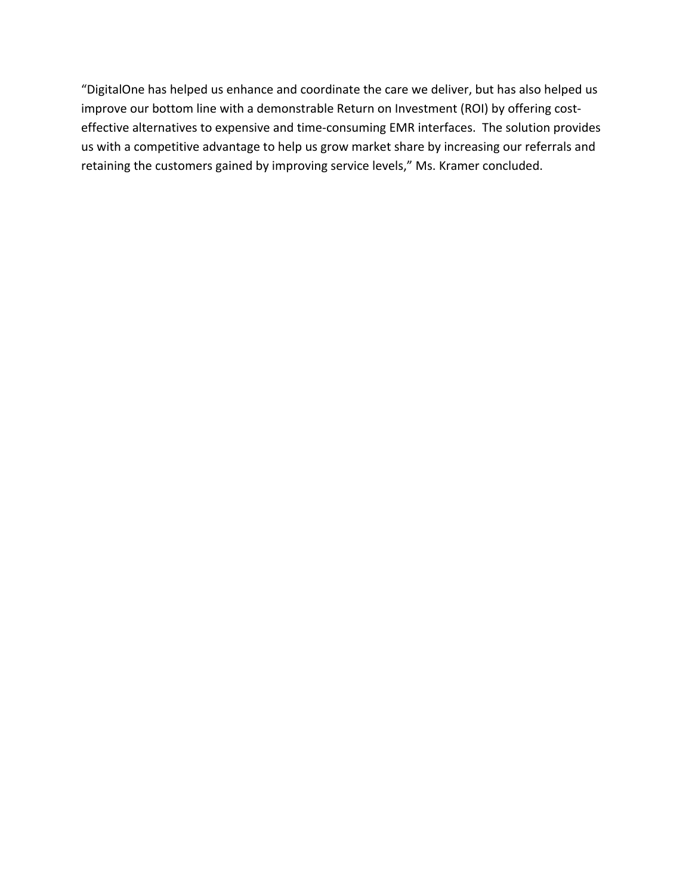"DigitalOne has helped us enhance and coordinate the care we deliver, but has also helped us improve our bottom line with a demonstrable Return on Investment (ROI) by offering cost-effective alternatives to expensive and time-consuming EMR interfaces.  The solution provides us with a competitive advantage to help us grow market share by increasing our referrals and retaining the customers gained by improving service levels," Ms. Kramer concluded.